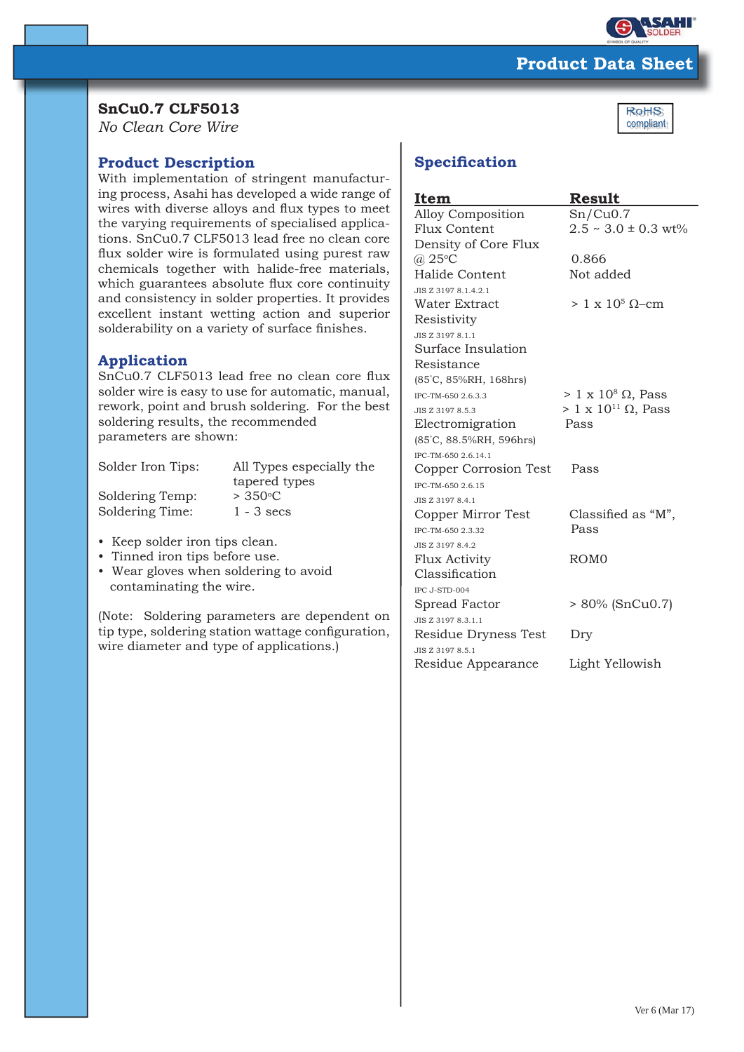# Product Data Sheet

## SnCu0.7 CLF5013

*No Clean Core Wire*

RoHS compliant

## Product Description

With implementation of stringent manufacturing process, Asahi has developed a wide range of wires with diverse alloys and flux types to meet the varying requirements of specialised applications. SnCu0.7 CLF5013 lead free no clean core flux solder wire is formulated using purest raw chemicals together with halide-free materials, which guarantees absolute flux core continuity and consistency in solder properties. It provides excellent instant wetting action and superior solderability on a variety of surface finishes.

## Application

SnCu0.7 CLF5013 lead free no clean core flux solder wire is easy to use for automatic, manual, rework, point and brush soldering. For the best soldering results, the recommended parameters are shown:

| | |
|---|---|
| Solder Iron Tips: | All Types especially the tapered types |
| Soldering Temp: | > 350°C |
| Soldering Time: | 1 - 3 secs |

- Keep solder iron tips clean.
- Tinned iron tips before use.
- Wear gloves when soldering to avoid contaminating the wire.

(Note: Soldering parameters are dependent on tip type, soldering station wattage configuration, wire diameter and type of applications.)

## Specification

| Item | Result |
|---|---|
| Alloy Composition | Sn/Cu0.7 |
| Flux Content | 2.5 ~ 3.0 ± 0.3 wt% |
| Density of Core Flux @ 25°C | 0.866 |
| Halide Content<br>JIS Z 3197 8.1.4.2.1 | Not added |
| Water Extract Resistivity<br>JIS Z 3197 8.1.1 | > $1 \times 10^{5}$ Ω–cm |
| Surface Insulation Resistance (85°C, 85%RH, 168hrs)<br>IPC-TM-650 2.6.3.3<br>JIS Z 3197 8.5.3 | > $1 \times 10^{8}$ Ω, Pass<br>> $1 \times 10^{11}$ Ω, Pass |
| Electromigration (85°C, 88.5%RH, 596hrs)<br>IPC-TM-650 2.6.14.1 | Pass |
| Copper Corrosion Test<br>IPC-TM-650 2.6.15<br>JIS Z 3197 8.4.1 | Pass |
| Copper Mirror Test<br>IPC-TM-650 2.3.32<br>JIS Z 3197 8.4.2 | Classified as "M", Pass |
| Flux Activity Classification<br>IPC J-STD-004 | ROM0 |
| Spread Factor<br>JIS Z 3197 8.3.1.1 | > 80% (SnCu0.7) |
| Residue Dryness Test<br>JIS Z 3197 8.5.1 | Dry |
| Residue Appearance | Light Yellowish |

Ver 6 (Mar 17)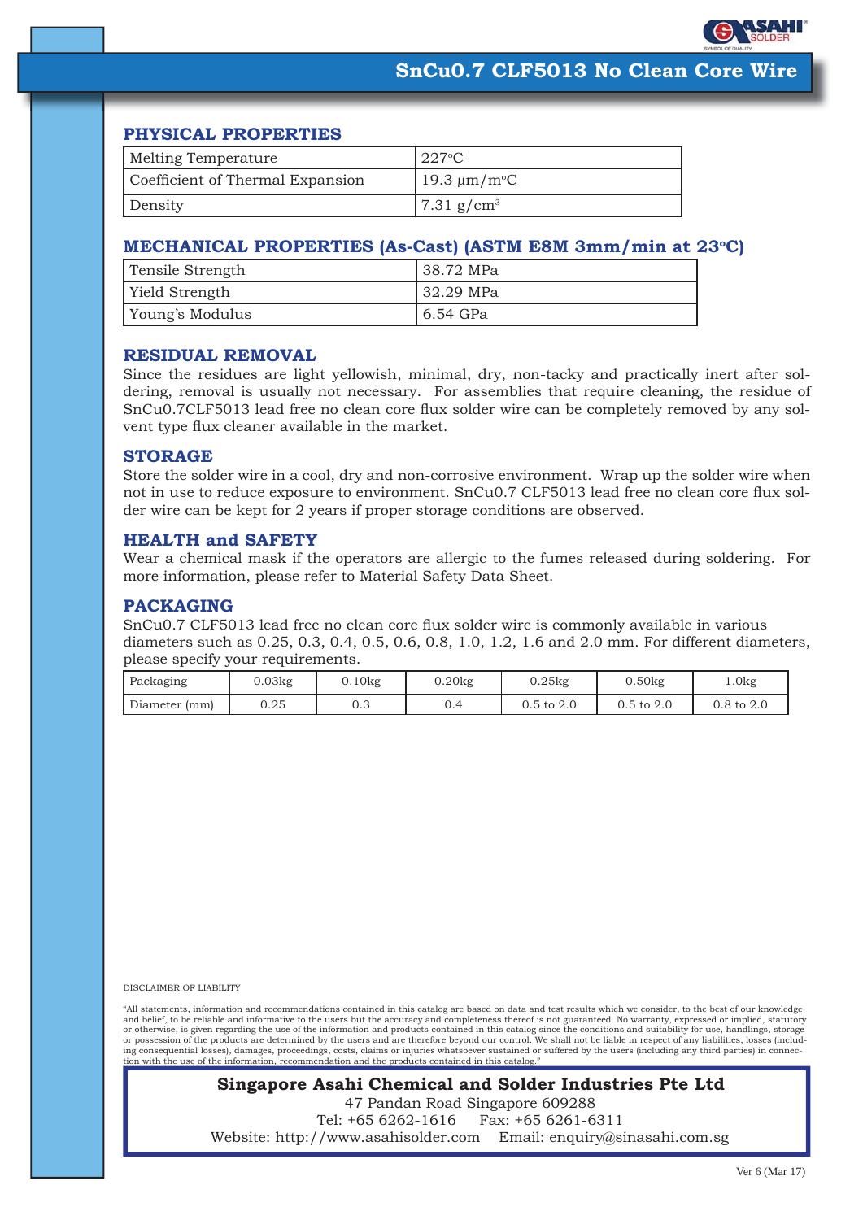# SnCu0.7 CLF5013 No Clean Core Wire

## PHYSICAL PROPERTIES

| | |
|---|---|
| Melting Temperature | 227°C |
| Coefficient of Thermal Expansion | 19.3 µm/m°C |
| Density | 7.31 g/cm$^3$ |

## MECHANICAL PROPERTIES (As-Cast) (ASTM E8M 3mm/min at 23°C)

| | |
|---|---|
| Tensile Strength | 38.72 MPa |
| Yield Strength | 32.29 MPa |
| Young's Modulus | 6.54 GPa |

## RESIDUAL REMOVAL

Since the residues are light yellowish, minimal, dry, non-tacky and practically inert after soldering, removal is usually not necessary. For assemblies that require cleaning, the residue of SnCu0.7CLF5013 lead free no clean core flux solder wire can be completely removed by any solvent type flux cleaner available in the market.

## STORAGE

Store the solder wire in a cool, dry and non-corrosive environment. Wrap up the solder wire when not in use to reduce exposure to environment. SnCu0.7 CLF5013 lead free no clean core flux solder wire can be kept for 2 years if proper storage conditions are observed.

## HEALTH and SAFETY

Wear a chemical mask if the operators are allergic to the fumes released during soldering. For more information, please refer to Material Safety Data Sheet.

## PACKAGING

SnCu0.7 CLF5013 lead free no clean core flux solder wire is commonly available in various diameters such as 0.25, 0.3, 0.4, 0.5, 0.6, 0.8, 1.0, 1.2, 1.6 and 2.0 mm. For different diameters, please specify your requirements.

| Packaging | 0.03kg | 0.10kg | 0.20kg | 0.25kg | 0.50kg | 1.0kg |
|---|---|---|---|---|---|---|
| Diameter (mm) | 0.25 | 0.3 | 0.4 | 0.5 to 2.0 | 0.5 to 2.0 | 0.8 to 2.0 |

DISCLAIMER OF LIABILITY

"All statements, information and recommendations contained in this catalog are based on data and test results which we consider, to the best of our knowledge and belief, to be reliable and informative to the users but the accuracy and completeness thereof is not guaranteed. No warranty, expressed or implied, statutory or otherwise, is given regarding the use of the information and products contained in this catalog since the conditions and suitability for use, handlings, storage or possession of the products are determined by the users and are therefore beyond our control. We shall not be liable in respect of any liabilities, losses (including consequential losses), damages, proceedings, costs, claims or injuries whatsoever sustained or suffered by the users (including any third parties) in connection with the use of the information, recommendation and the products contained in this catalog."

**Singapore Asahi Chemical and Solder Industries Pte Ltd**
47 Pandan Road Singapore 609288
Tel: +65 6262-1616 Fax: +65 6261-6311
Website: http://www.asahisolder.com Email: enquiry@sinasahi.com.sg

Ver 6 (Mar 17)